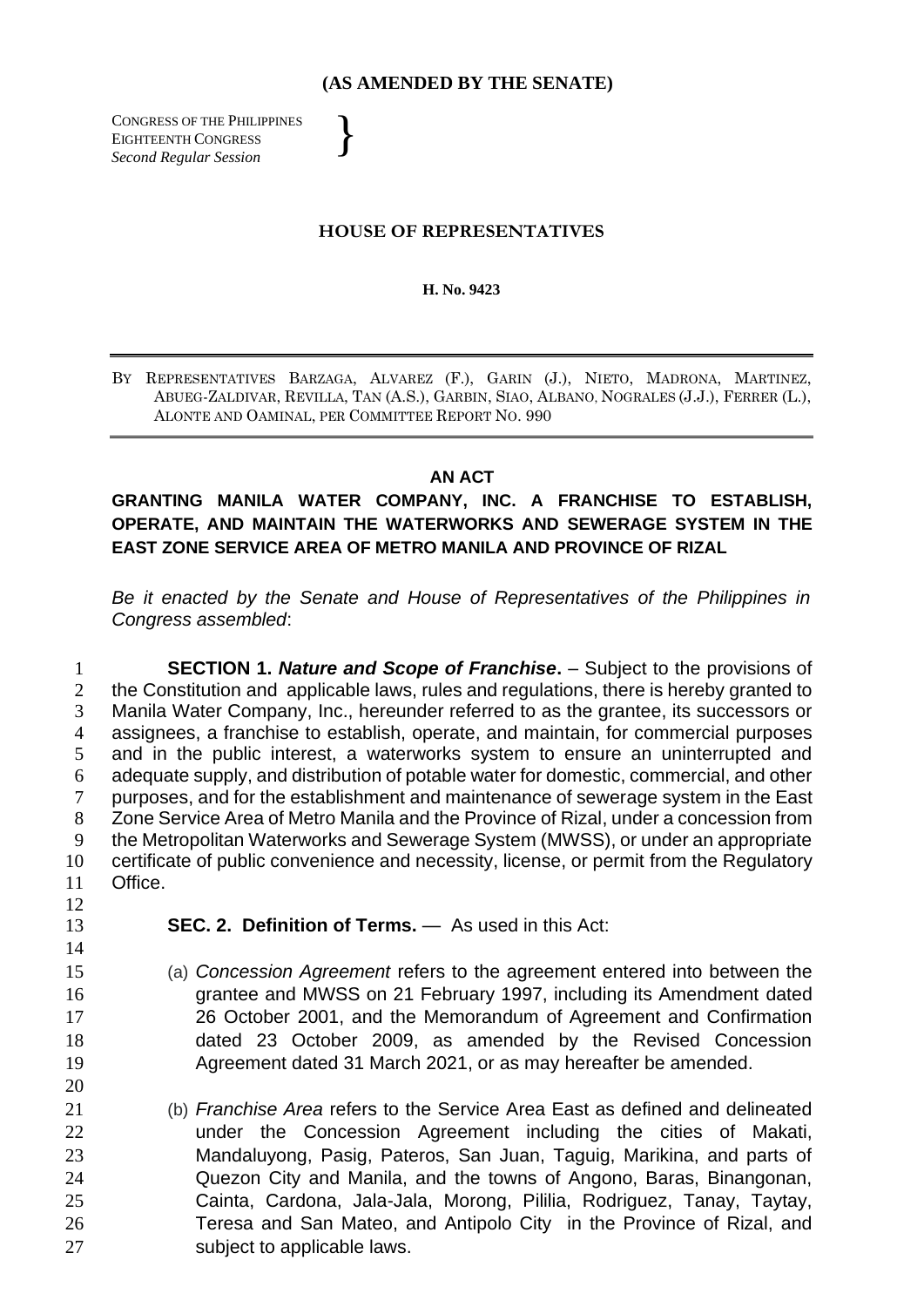**(AS AMENDED BY THE SENATE)**

CONGRESS OF THE PHILIPPINES
EIGHTEENTH CONGRESS
*Second Regular Session*

## HOUSE OF REPRESENTATIVES

**H. No. 9423**

BY REPRESENTATIVES BARZAGA, ALVAREZ (F.), GARIN (J.), NIETO, MADRONA, MARTINEZ, ABUEG-ZALDIVAR, REVILLA, TAN (A.S.), GARBIN, SIAO, ALBANO, NOGRALES (J.J.), FERRER (L.), ALONTE AND OAMINAL, PER COMMITTEE REPORT NO. 990

### AN ACT

**GRANTING MANILA WATER COMPANY, INC. A FRANCHISE TO ESTABLISH, OPERATE, AND MAINTAIN THE WATERWORKS AND SEWERAGE SYSTEM IN THE EAST ZONE SERVICE AREA OF METRO MANILA AND PROVINCE OF RIZAL**

*Be it enacted by the Senate and House of Representatives of the Philippines in Congress assembled*:

**SECTION 1. *Nature and Scope of Franchise*.** – Subject to the provisions of the Constitution and applicable laws, rules and regulations, there is hereby granted to Manila Water Company, Inc., hereunder referred to as the grantee, its successors or assignees, a franchise to establish, operate, and maintain, for commercial purposes and in the public interest, a waterworks system to ensure an uninterrupted and adequate supply, and distribution of potable water for domestic, commercial, and other purposes, and for the establishment and maintenance of sewerage system in the East Zone Service Area of Metro Manila and the Province of Rizal, under a concession from the Metropolitan Waterworks and Sewerage System (MWSS), or under an appropriate certificate of public convenience and necessity, license, or permit from the Regulatory Office.

**SEC. 2. Definition of Terms.** — As used in this Act:

(a) *Concession Agreement* refers to the agreement entered into between the grantee and MWSS on 21 February 1997, including its Amendment dated 26 October 2001, and the Memorandum of Agreement and Confirmation dated 23 October 2009, as amended by the Revised Concession Agreement dated 31 March 2021, or as may hereafter be amended.

(b) *Franchise Area* refers to the Service Area East as defined and delineated under the Concession Agreement including the cities of Makati, Mandaluyong, Pasig, Pateros, San Juan, Taguig, Marikina, and parts of Quezon City and Manila, and the towns of Angono, Baras, Binangonan, Cainta, Cardona, Jala-Jala, Morong, Pililia, Rodriguez, Tanay, Taytay, Teresa and San Mateo, and Antipolo City in the Province of Rizal, and subject to applicable laws.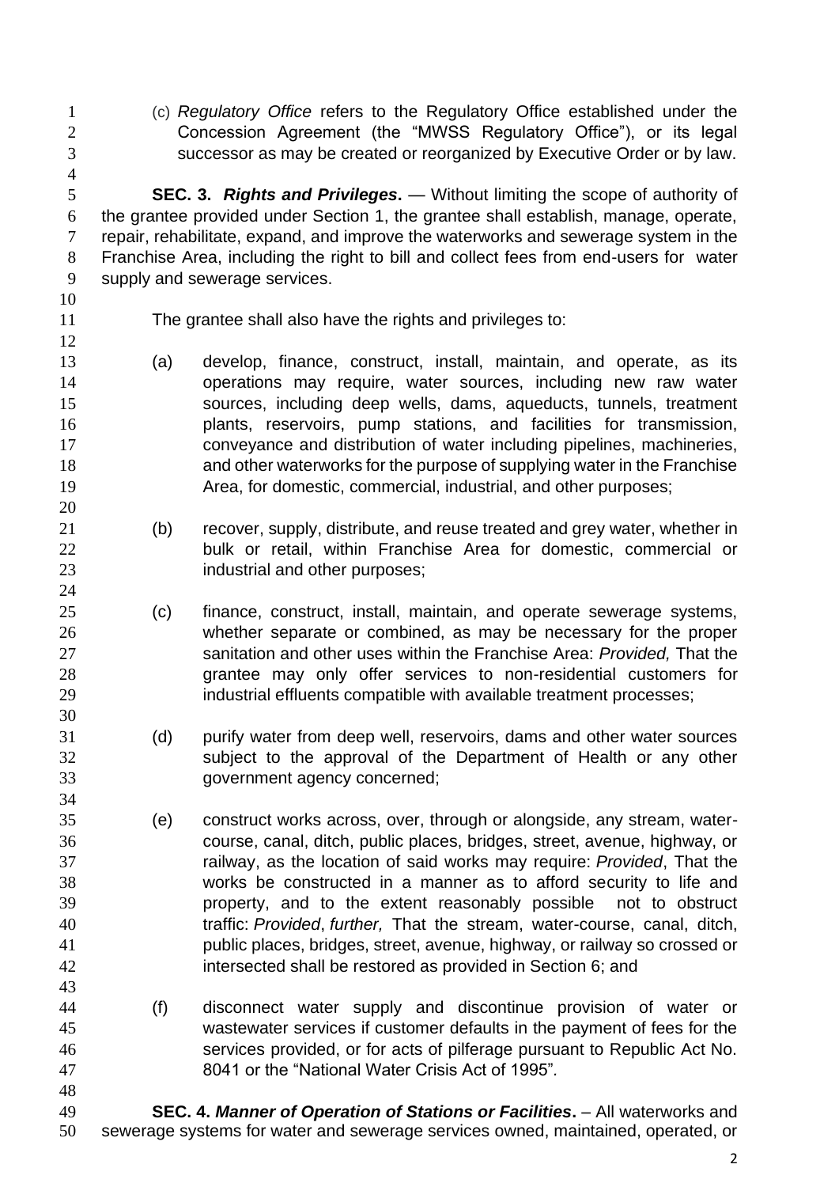(c) *Regulatory Office* refers to the Regulatory Office established under the Concession Agreement (the "MWSS Regulatory Office"), or its legal successor as may be created or reorganized by Executive Order or by law.

**SEC. 3.** ***Rights and Privileges*****.** — Without limiting the scope of authority of the grantee provided under Section 1, the grantee shall establish, manage, operate, repair, rehabilitate, expand, and improve the waterworks and sewerage system in the Franchise Area, including the right to bill and collect fees from end-users for water supply and sewerage services.

The grantee shall also have the rights and privileges to:

(a) develop, finance, construct, install, maintain, and operate, as its operations may require, water sources, including new raw water sources, including deep wells, dams, aqueducts, tunnels, treatment plants, reservoirs, pump stations, and facilities for transmission, conveyance and distribution of water including pipelines, machineries, and other waterworks for the purpose of supplying water in the Franchise Area, for domestic, commercial, industrial, and other purposes;

(b) recover, supply, distribute, and reuse treated and grey water, whether in bulk or retail, within Franchise Area for domestic, commercial or industrial and other purposes;

(c) finance, construct, install, maintain, and operate sewerage systems, whether separate or combined, as may be necessary for the proper sanitation and other uses within the Franchise Area: *Provided,* That the grantee may only offer services to non-residential customers for industrial effluents compatible with available treatment processes;

(d) purify water from deep well, reservoirs, dams and other water sources subject to the approval of the Department of Health or any other government agency concerned;

(e) construct works across, over, through or alongside, any stream, water-course, canal, ditch, public places, bridges, street, avenue, highway, or railway, as the location of said works may require: *Provided*, That the works be constructed in a manner as to afford security to life and property, and to the extent reasonably possible not to obstruct traffic: *Provided*, *further,* That the stream, water-course, canal, ditch, public places, bridges, street, avenue, highway, or railway so crossed or intersected shall be restored as provided in Section 6; and

(f) disconnect water supply and discontinue provision of water or wastewater services if customer defaults in the payment of fees for the services provided, or for acts of pilferage pursuant to Republic Act No. 8041 or the "National Water Crisis Act of 1995".

**SEC. 4.** ***Manner of Operation of Stations or Facilities*****.** – All waterworks and sewerage systems for water and sewerage services owned, maintained, operated, or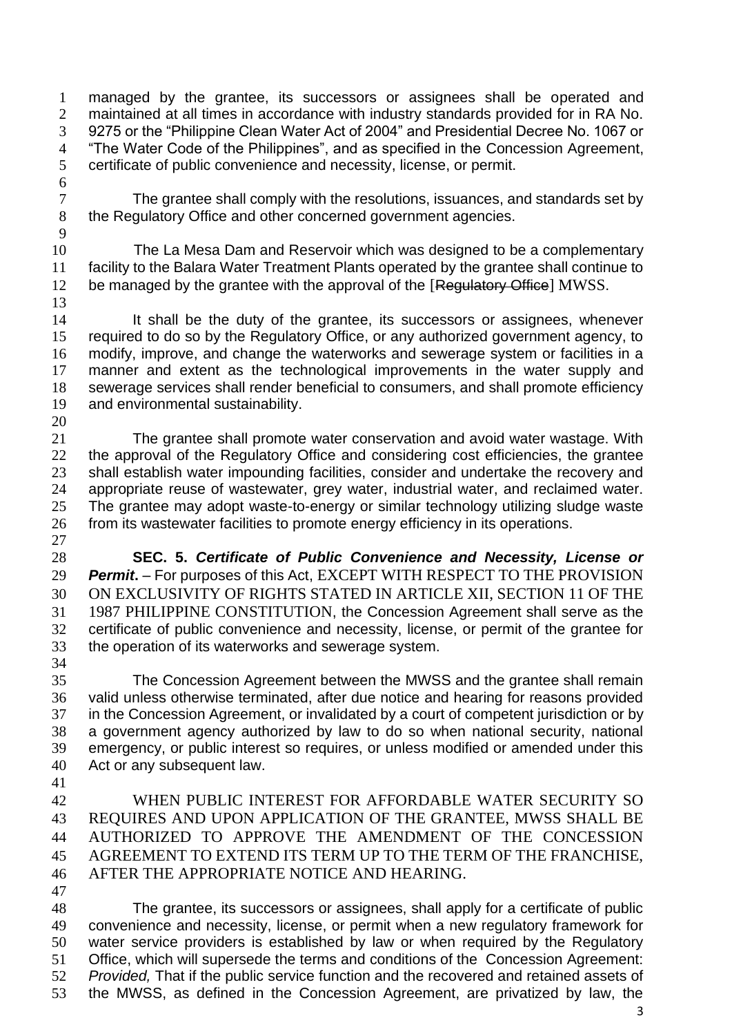managed by the grantee, its successors or assignees shall be operated and maintained at all times in accordance with industry standards provided for in RA No. 9275 or the "Philippine Clean Water Act of 2004" and Presidential Decree No. 1067 or "The Water Code of the Philippines", and as specified in the Concession Agreement, certificate of public convenience and necessity, license, or permit.

The grantee shall comply with the resolutions, issuances, and standards set by the Regulatory Office and other concerned government agencies.

The La Mesa Dam and Reservoir which was designed to be a complementary facility to the Balara Water Treatment Plants operated by the grantee shall continue to be managed by the grantee with the approval of the [~~Regulatory Office~~] MWSS.

It shall be the duty of the grantee, its successors or assignees, whenever required to do so by the Regulatory Office, or any authorized government agency, to modify, improve, and change the waterworks and sewerage system or facilities in a manner and extent as the technological improvements in the water supply and sewerage services shall render beneficial to consumers, and shall promote efficiency and environmental sustainability.

The grantee shall promote water conservation and avoid water wastage. With the approval of the Regulatory Office and considering cost efficiencies, the grantee shall establish water impounding facilities, consider and undertake the recovery and appropriate reuse of wastewater, grey water, industrial water, and reclaimed water. The grantee may adopt waste-to-energy or similar technology utilizing sludge waste from its wastewater facilities to promote energy efficiency in its operations.

**SEC. 5.** ***Certificate of Public Convenience and Necessity, License or Permit***. – For purposes of this Act, EXCEPT WITH RESPECT TO THE PROVISION ON EXCLUSIVITY OF RIGHTS STATED IN ARTICLE XII, SECTION 11 OF THE 1987 PHILIPPINE CONSTITUTION, the Concession Agreement shall serve as the certificate of public convenience and necessity, license, or permit of the grantee for the operation of its waterworks and sewerage system.

The Concession Agreement between the MWSS and the grantee shall remain valid unless otherwise terminated, after due notice and hearing for reasons provided in the Concession Agreement, or invalidated by a court of competent jurisdiction or by a government agency authorized by law to do so when national security, national emergency, or public interest so requires, or unless modified or amended under this Act or any subsequent law.

WHEN PUBLIC INTEREST FOR AFFORDABLE WATER SECURITY SO REQUIRES AND UPON APPLICATION OF THE GRANTEE, MWSS SHALL BE AUTHORIZED TO APPROVE THE AMENDMENT OF THE CONCESSION AGREEMENT TO EXTEND ITS TERM UP TO THE TERM OF THE FRANCHISE, AFTER THE APPROPRIATE NOTICE AND HEARING.

The grantee, its successors or assignees, shall apply for a certificate of public convenience and necessity, license, or permit when a new regulatory framework for water service providers is established by law or when required by the Regulatory Office, which will supersede the terms and conditions of the Concession Agreement: *Provided,* That if the public service function and the recovered and retained assets of the MWSS, as defined in the Concession Agreement, are privatized by law, the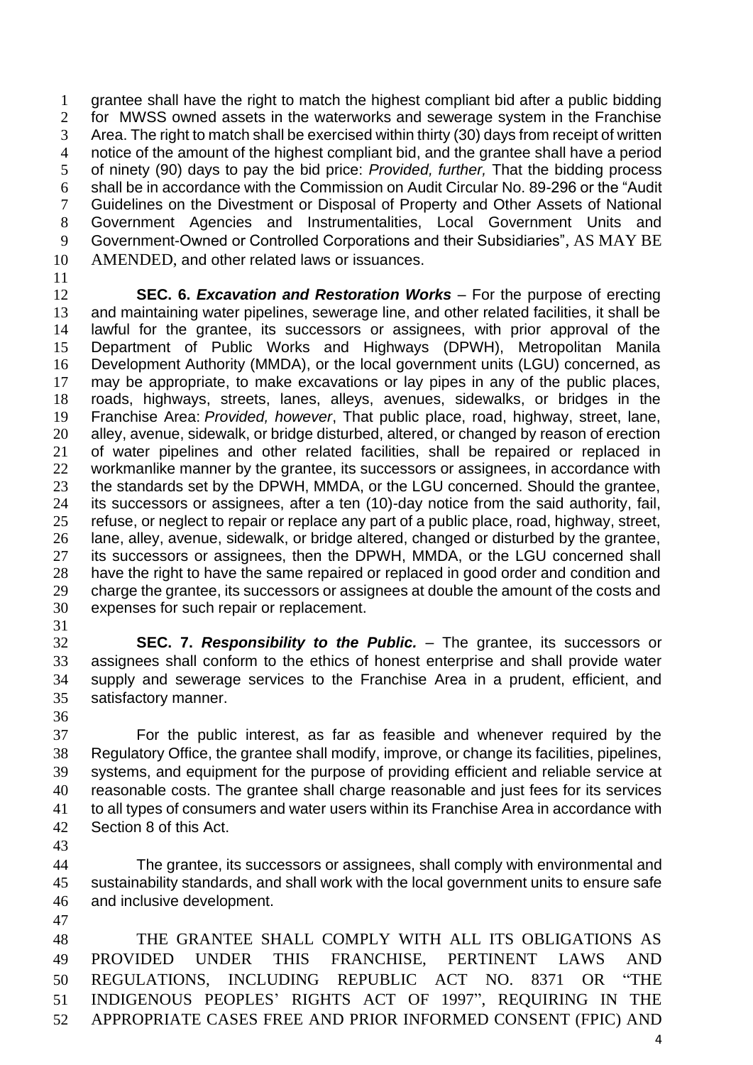grantee shall have the right to match the highest compliant bid after a public bidding for MWSS owned assets in the waterworks and sewerage system in the Franchise Area. The right to match shall be exercised within thirty (30) days from receipt of written notice of the amount of the highest compliant bid, and the grantee shall have a period of ninety (90) days to pay the bid price: *Provided, further,* That the bidding process shall be in accordance with the Commission on Audit Circular No. 89-296 or the "Audit Guidelines on the Divestment or Disposal of Property and Other Assets of National Government Agencies and Instrumentalities, Local Government Units and Government-Owned or Controlled Corporations and their Subsidiaries", AS MAY BE AMENDED, and other related laws or issuances.

**SEC. 6. *Excavation and Restoration Works*** – For the purpose of erecting and maintaining water pipelines, sewerage line, and other related facilities, it shall be lawful for the grantee, its successors or assignees, with prior approval of the Department of Public Works and Highways (DPWH), Metropolitan Manila Development Authority (MMDA), or the local government units (LGU) concerned, as may be appropriate, to make excavations or lay pipes in any of the public places, roads, highways, streets, lanes, alleys, avenues, sidewalks, or bridges in the Franchise Area: *Provided, however*, That public place, road, highway, street, lane, alley, avenue, sidewalk, or bridge disturbed, altered, or changed by reason of erection of water pipelines and other related facilities, shall be repaired or replaced in workmanlike manner by the grantee, its successors or assignees, in accordance with the standards set by the DPWH, MMDA, or the LGU concerned. Should the grantee, its successors or assignees, after a ten (10)-day notice from the said authority, fail, refuse, or neglect to repair or replace any part of a public place, road, highway, street, lane, alley, avenue, sidewalk, or bridge altered, changed or disturbed by the grantee, its successors or assignees, then the DPWH, MMDA, or the LGU concerned shall have the right to have the same repaired or replaced in good order and condition and charge the grantee, its successors or assignees at double the amount of the costs and expenses for such repair or replacement.

**SEC. 7. *Responsibility to the Public.*** – The grantee, its successors or assignees shall conform to the ethics of honest enterprise and shall provide water supply and sewerage services to the Franchise Area in a prudent, efficient, and satisfactory manner.

For the public interest, as far as feasible and whenever required by the Regulatory Office, the grantee shall modify, improve, or change its facilities, pipelines, systems, and equipment for the purpose of providing efficient and reliable service at reasonable costs. The grantee shall charge reasonable and just fees for its services to all types of consumers and water users within its Franchise Area in accordance with Section 8 of this Act.

The grantee, its successors or assignees, shall comply with environmental and sustainability standards, and shall work with the local government units to ensure safe and inclusive development.

THE GRANTEE SHALL COMPLY WITH ALL ITS OBLIGATIONS AS PROVIDED UNDER THIS FRANCHISE, PERTINENT LAWS AND REGULATIONS, INCLUDING REPUBLIC ACT NO. 8371 OR "THE INDIGENOUS PEOPLES' RIGHTS ACT OF 1997", REQUIRING IN THE APPROPRIATE CASES FREE AND PRIOR INFORMED CONSENT (FPIC) AND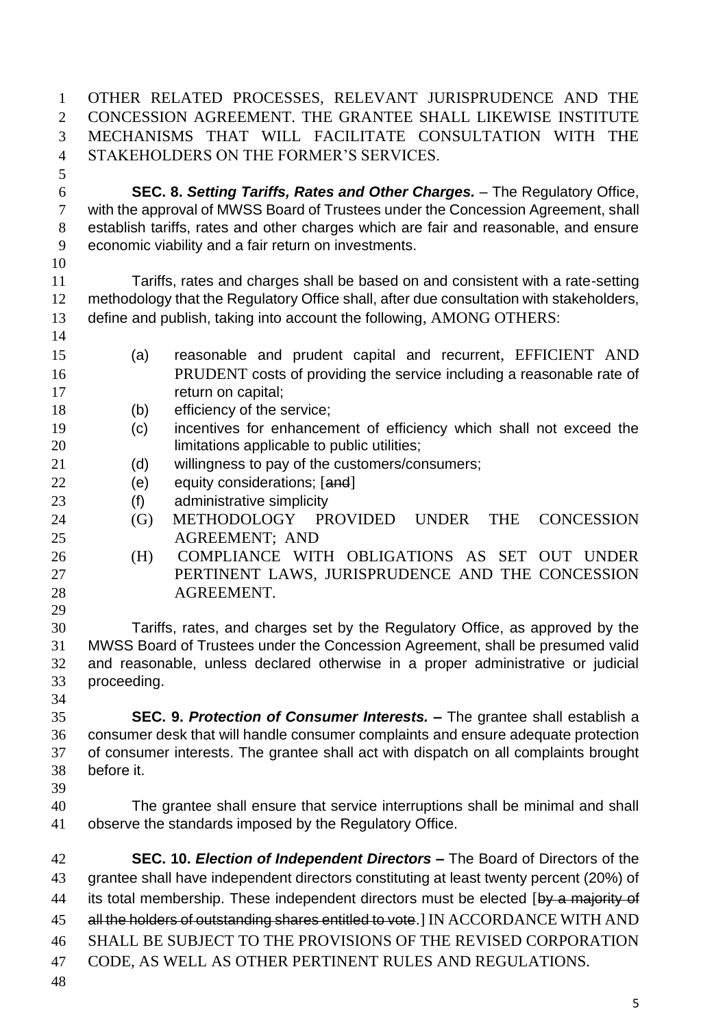OTHER RELATED PROCESSES, RELEVANT JURISPRUDENCE AND THE CONCESSION AGREEMENT. THE GRANTEE SHALL LIKEWISE INSTITUTE MECHANISMS THAT WILL FACILITATE CONSULTATION WITH THE STAKEHOLDERS ON THE FORMER'S SERVICES.

**SEC. 8. *Setting Tariffs, Rates and Other Charges.*** – The Regulatory Office, with the approval of MWSS Board of Trustees under the Concession Agreement, shall establish tariffs, rates and other charges which are fair and reasonable, and ensure economic viability and a fair return on investments.

Tariffs, rates and charges shall be based on and consistent with a rate-setting methodology that the Regulatory Office shall, after due consultation with stakeholders, define and publish, taking into account the following, AMONG OTHERS:

(a) reasonable and prudent capital and recurrent, EFFICIENT AND PRUDENT costs of providing the service including a reasonable rate of return on capital;

(b) efficiency of the service;

(c) incentives for enhancement of efficiency which shall not exceed the limitations applicable to public utilities;

(d) willingness to pay of the customers/consumers;

(e) equity considerations; [~~and~~]

(f) administrative simplicity

(G) METHODOLOGY PROVIDED UNDER THE CONCESSION AGREEMENT; AND

(H) COMPLIANCE WITH OBLIGATIONS AS SET OUT UNDER PERTINENT LAWS, JURISPRUDENCE AND THE CONCESSION AGREEMENT.

Tariffs, rates, and charges set by the Regulatory Office, as approved by the MWSS Board of Trustees under the Concession Agreement, shall be presumed valid and reasonable, unless declared otherwise in a proper administrative or judicial proceeding.

**SEC. 9. *Protection of Consumer Interests.*** **–** The grantee shall establish a consumer desk that will handle consumer complaints and ensure adequate protection of consumer interests. The grantee shall act with dispatch on all complaints brought before it.

The grantee shall ensure that service interruptions shall be minimal and shall observe the standards imposed by the Regulatory Office.

**SEC. 10. *Election of Independent Directors*** **–** The Board of Directors of the grantee shall have independent directors constituting at least twenty percent (20%) of its total membership. These independent directors must be elected [~~by a majority of all the holders of outstanding shares entitled to vote~~.] IN ACCORDANCE WITH AND SHALL BE SUBJECT TO THE PROVISIONS OF THE REVISED CORPORATION CODE, AS WELL AS OTHER PERTINENT RULES AND REGULATIONS.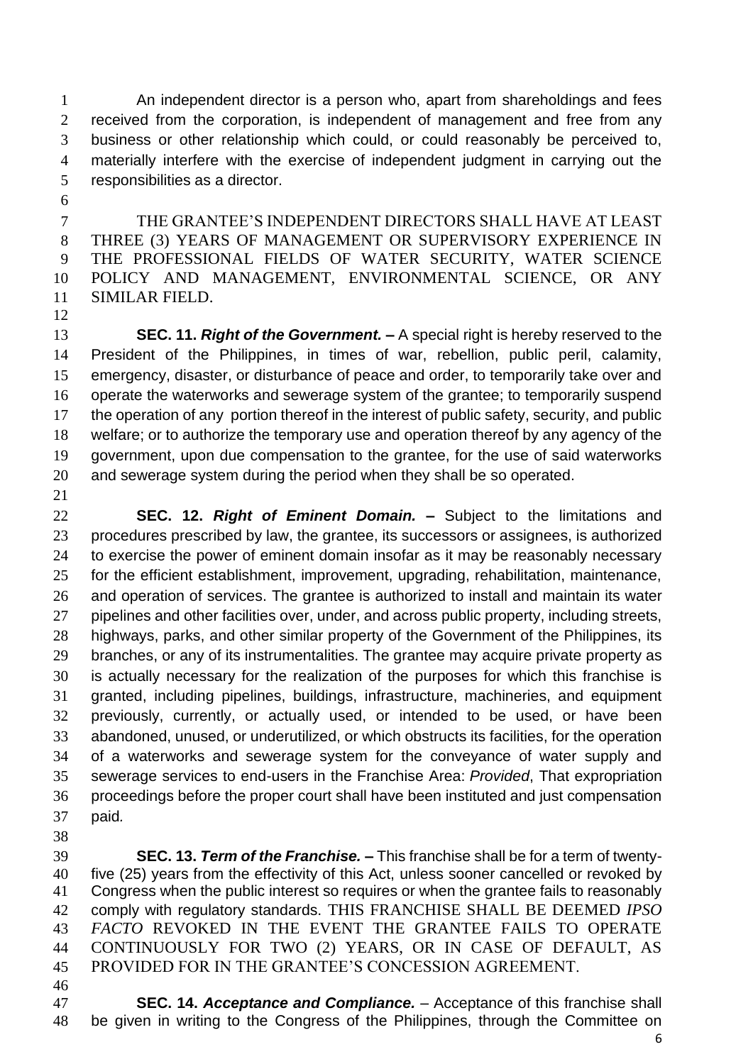An independent director is a person who, apart from shareholdings and fees received from the corporation, is independent of management and free from any business or other relationship which could, or could reasonably be perceived to, materially interfere with the exercise of independent judgment in carrying out the responsibilities as a director.

THE GRANTEE'S INDEPENDENT DIRECTORS SHALL HAVE AT LEAST THREE (3) YEARS OF MANAGEMENT OR SUPERVISORY EXPERIENCE IN THE PROFESSIONAL FIELDS OF WATER SECURITY, WATER SCIENCE POLICY AND MANAGEMENT, ENVIRONMENTAL SCIENCE, OR ANY SIMILAR FIELD.

**SEC. 11.** ***Right of the Government.*** **–** A special right is hereby reserved to the President of the Philippines, in times of war, rebellion, public peril, calamity, emergency, disaster, or disturbance of peace and order, to temporarily take over and operate the waterworks and sewerage system of the grantee; to temporarily suspend the operation of any portion thereof in the interest of public safety, security, and public welfare; or to authorize the temporary use and operation thereof by any agency of the government, upon due compensation to the grantee, for the use of said waterworks and sewerage system during the period when they shall be so operated.

**SEC. 12.** ***Right of Eminent Domain.*** **–** Subject to the limitations and procedures prescribed by law, the grantee, its successors or assignees, is authorized to exercise the power of eminent domain insofar as it may be reasonably necessary for the efficient establishment, improvement, upgrading, rehabilitation, maintenance, and operation of services. The grantee is authorized to install and maintain its water pipelines and other facilities over, under, and across public property, including streets, highways, parks, and other similar property of the Government of the Philippines, its branches, or any of its instrumentalities. The grantee may acquire private property as is actually necessary for the realization of the purposes for which this franchise is granted, including pipelines, buildings, infrastructure, machineries, and equipment previously, currently, or actually used, or intended to be used, or have been abandoned, unused, or underutilized, or which obstructs its facilities, for the operation of a waterworks and sewerage system for the conveyance of water supply and sewerage services to end-users in the Franchise Area: *Provided*, That expropriation proceedings before the proper court shall have been instituted and just compensation paid.

**SEC. 13.** ***Term of the Franchise.*** **–** This franchise shall be for a term of twenty-five (25) years from the effectivity of this Act, unless sooner cancelled or revoked by Congress when the public interest so requires or when the grantee fails to reasonably comply with regulatory standards. THIS FRANCHISE SHALL BE DEEMED *IPSO FACTO* REVOKED IN THE EVENT THE GRANTEE FAILS TO OPERATE CONTINUOUSLY FOR TWO (2) YEARS, OR IN CASE OF DEFAULT, AS PROVIDED FOR IN THE GRANTEE'S CONCESSION AGREEMENT.

**SEC. 14.** ***Acceptance and Compliance.*** – Acceptance of this franchise shall be given in writing to the Congress of the Philippines, through the Committee on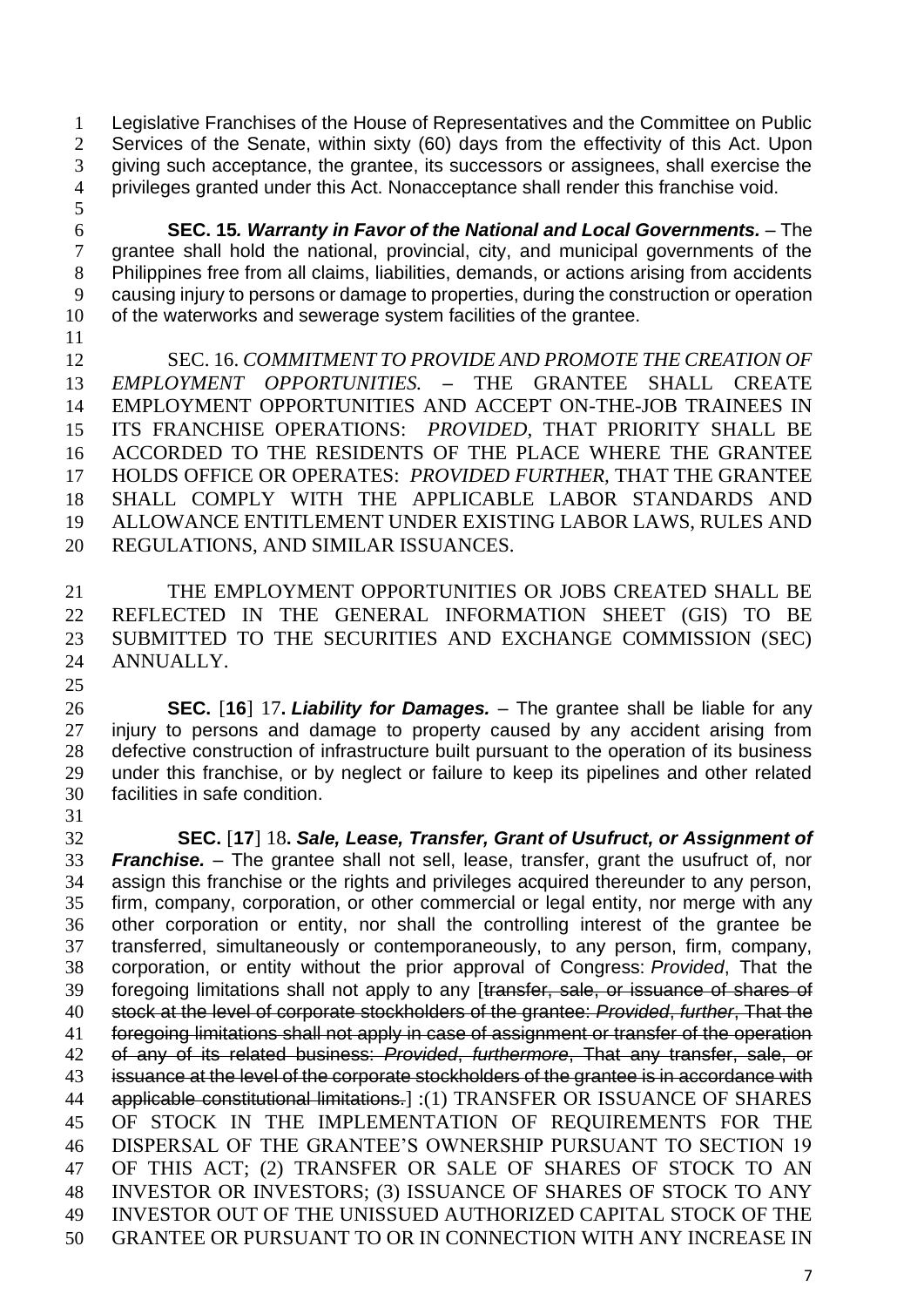Legislative Franchises of the House of Representatives and the Committee on Public Services of the Senate, within sixty (60) days from the effectivity of this Act. Upon giving such acceptance, the grantee, its successors or assignees, shall exercise the privileges granted under this Act. Nonacceptance shall render this franchise void.

**SEC. 15*. Warranty in Favor of the National and Local Governments.*** – The grantee shall hold the national, provincial, city, and municipal governments of the Philippines free from all claims, liabilities, demands, or actions arising from accidents causing injury to persons or damage to properties, during the construction or operation of the waterworks and sewerage system facilities of the grantee.

SEC. 16. *COMMITMENT TO PROVIDE AND PROMOTE THE CREATION OF EMPLOYMENT OPPORTUNITIES.* – THE GRANTEE SHALL CREATE EMPLOYMENT OPPORTUNITIES AND ACCEPT ON-THE-JOB TRAINEES IN ITS FRANCHISE OPERATIONS: *PROVIDED*, THAT PRIORITY SHALL BE ACCORDED TO THE RESIDENTS OF THE PLACE WHERE THE GRANTEE HOLDS OFFICE OR OPERATES: *PROVIDED FURTHER*, THAT THE GRANTEE SHALL COMPLY WITH THE APPLICABLE LABOR STANDARDS AND ALLOWANCE ENTITLEMENT UNDER EXISTING LABOR LAWS, RULES AND REGULATIONS, AND SIMILAR ISSUANCES.

THE EMPLOYMENT OPPORTUNITIES OR JOBS CREATED SHALL BE REFLECTED IN THE GENERAL INFORMATION SHEET (GIS) TO BE SUBMITTED TO THE SECURITIES AND EXCHANGE COMMISSION (SEC) ANNUALLY.

**SEC.** [**16**] 17**. *Liability for Damages.*** – The grantee shall be liable for any injury to persons and damage to property caused by any accident arising from defective construction of infrastructure built pursuant to the operation of its business under this franchise, or by neglect or failure to keep its pipelines and other related facilities in safe condition.

**SEC.** [**17**] 18**. *Sale, Lease, Transfer, Grant of Usufruct, or Assignment of Franchise.*** – The grantee shall not sell, lease, transfer, grant the usufruct of, nor assign this franchise or the rights and privileges acquired thereunder to any person, firm, company, corporation, or other commercial or legal entity, nor merge with any other corporation or entity, nor shall the controlling interest of the grantee be transferred, simultaneously or contemporaneously, to any person, firm, company, corporation, or entity without the prior approval of Congress: *Provided*, That the foregoing limitations shall not apply to any [~~transfer, sale, or issuance of shares of stock at the level of corporate stockholders of the grantee: *Provided*, *further*, That the foregoing limitations shall not apply in case of assignment or transfer of the operation of any of its related business: *Provided*, *furthermore*, That any transfer, sale, or issuance at the level of the corporate stockholders of the grantee is in accordance with applicable constitutional limitations.~~] :(1) TRANSFER OR ISSUANCE OF SHARES OF STOCK IN THE IMPLEMENTATION OF REQUIREMENTS FOR THE DISPERSAL OF THE GRANTEE'S OWNERSHIP PURSUANT TO SECTION 19 OF THIS ACT; (2) TRANSFER OR SALE OF SHARES OF STOCK TO AN INVESTOR OR INVESTORS; (3) ISSUANCE OF SHARES OF STOCK TO ANY INVESTOR OUT OF THE UNISSUED AUTHORIZED CAPITAL STOCK OF THE GRANTEE OR PURSUANT TO OR IN CONNECTION WITH ANY INCREASE IN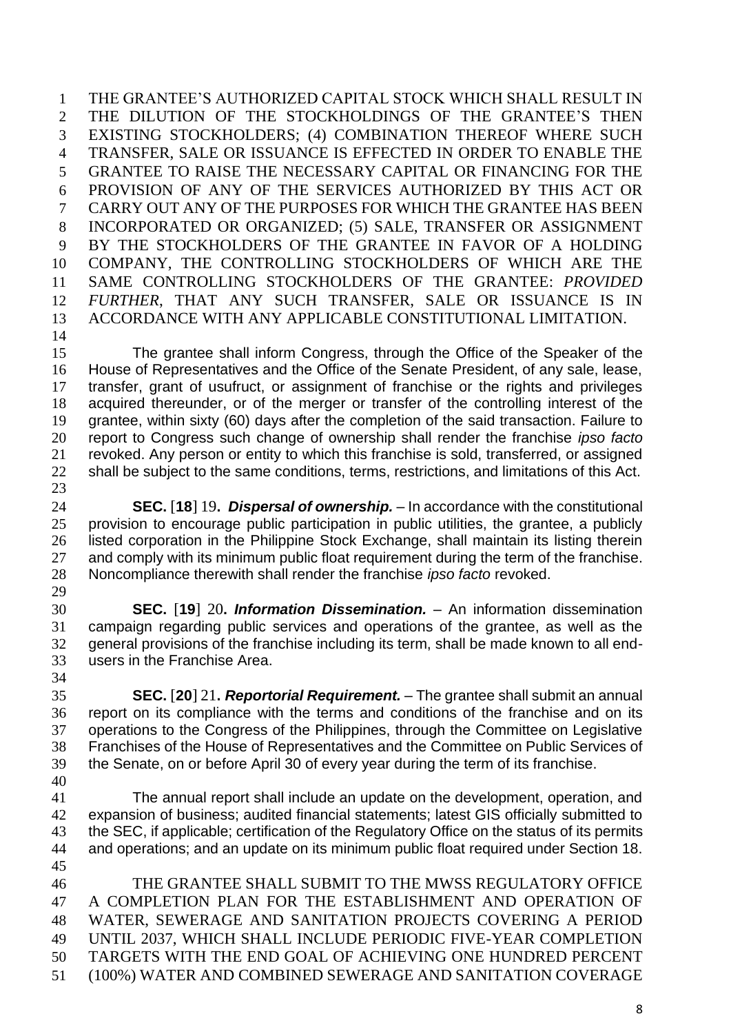THE GRANTEE'S AUTHORIZED CAPITAL STOCK WHICH SHALL RESULT IN THE DILUTION OF THE STOCKHOLDINGS OF THE GRANTEE'S THEN EXISTING STOCKHOLDERS; (4) COMBINATION THEREOF WHERE SUCH TRANSFER, SALE OR ISSUANCE IS EFFECTED IN ORDER TO ENABLE THE GRANTEE TO RAISE THE NECESSARY CAPITAL OR FINANCING FOR THE PROVISION OF ANY OF THE SERVICES AUTHORIZED BY THIS ACT OR CARRY OUT ANY OF THE PURPOSES FOR WHICH THE GRANTEE HAS BEEN INCORPORATED OR ORGANIZED; (5) SALE, TRANSFER OR ASSIGNMENT BY THE STOCKHOLDERS OF THE GRANTEE IN FAVOR OF A HOLDING COMPANY, THE CONTROLLING STOCKHOLDERS OF WHICH ARE THE SAME CONTROLLING STOCKHOLDERS OF THE GRANTEE: *PROVIDED FURTHER*, THAT ANY SUCH TRANSFER, SALE OR ISSUANCE IS IN ACCORDANCE WITH ANY APPLICABLE CONSTITUTIONAL LIMITATION.

The grantee shall inform Congress, through the Office of the Speaker of the House of Representatives and the Office of the Senate President, of any sale, lease, transfer, grant of usufruct, or assignment of franchise or the rights and privileges acquired thereunder, or of the merger or transfer of the controlling interest of the grantee, within sixty (60) days after the completion of the said transaction. Failure to report to Congress such change of ownership shall render the franchise *ipso facto* revoked. Any person or entity to which this franchise is sold, transferred, or assigned shall be subject to the same conditions, terms, restrictions, and limitations of this Act.

**SEC.** [**18**] 19**.** ***Dispersal of ownership.*** – In accordance with the constitutional provision to encourage public participation in public utilities, the grantee, a publicly listed corporation in the Philippine Stock Exchange, shall maintain its listing therein and comply with its minimum public float requirement during the term of the franchise. Noncompliance therewith shall render the franchise *ipso facto* revoked.

**SEC.** [**19**] 20**.** ***Information Dissemination.*** – An information dissemination campaign regarding public services and operations of the grantee, as well as the general provisions of the franchise including its term, shall be made known to all end-users in the Franchise Area.

**SEC.** [**20**] 21**.** ***Reportorial Requirement.*** – The grantee shall submit an annual report on its compliance with the terms and conditions of the franchise and on its operations to the Congress of the Philippines, through the Committee on Legislative Franchises of the House of Representatives and the Committee on Public Services of the Senate, on or before April 30 of every year during the term of its franchise.

The annual report shall include an update on the development, operation, and expansion of business; audited financial statements; latest GIS officially submitted to the SEC, if applicable; certification of the Regulatory Office on the status of its permits and operations; and an update on its minimum public float required under Section 18.

THE GRANTEE SHALL SUBMIT TO THE MWSS REGULATORY OFFICE A COMPLETION PLAN FOR THE ESTABLISHMENT AND OPERATION OF WATER, SEWERAGE AND SANITATION PROJECTS COVERING A PERIOD UNTIL 2037, WHICH SHALL INCLUDE PERIODIC FIVE-YEAR COMPLETION TARGETS WITH THE END GOAL OF ACHIEVING ONE HUNDRED PERCENT (100%) WATER AND COMBINED SEWERAGE AND SANITATION COVERAGE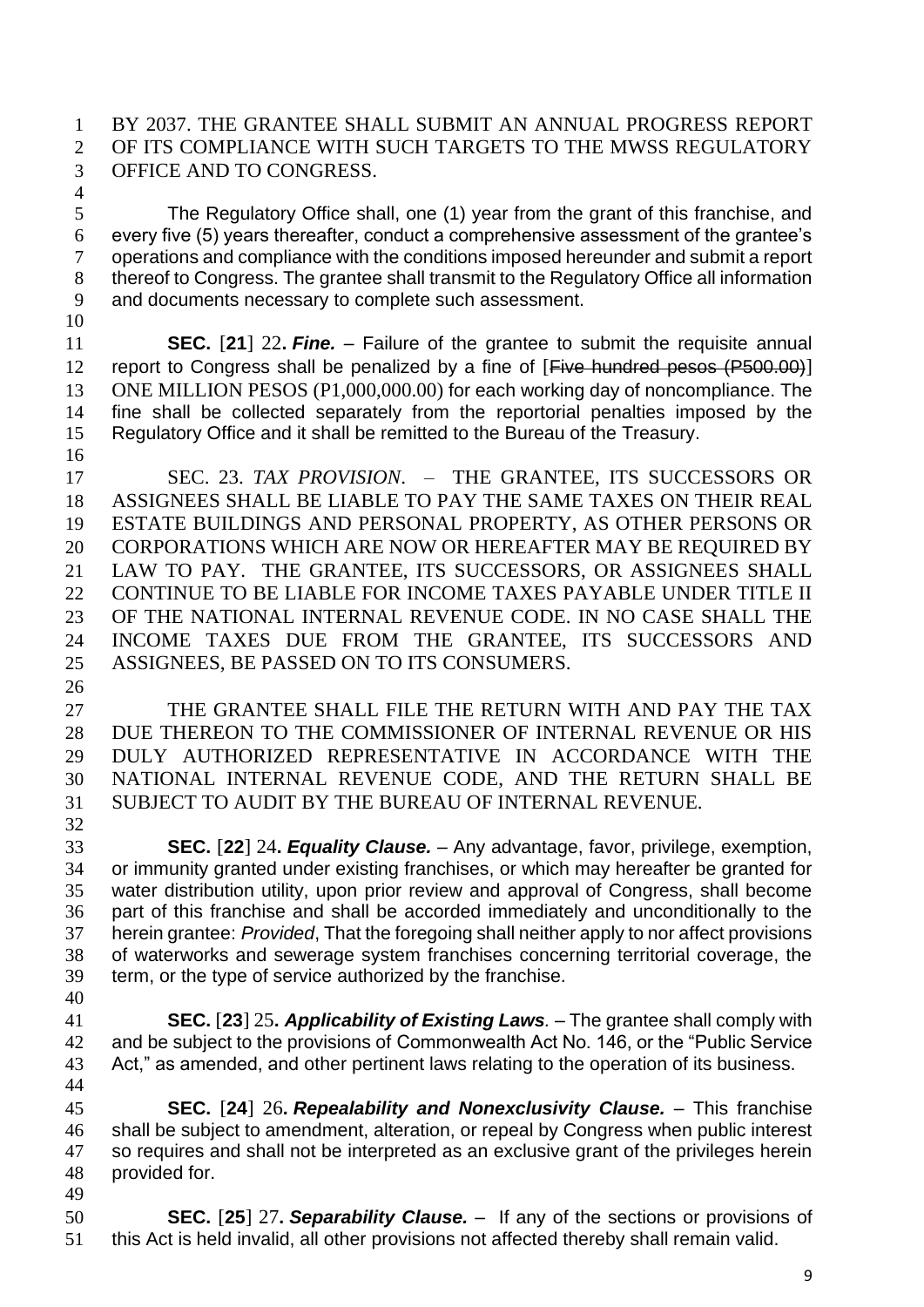BY 2037. THE GRANTEE SHALL SUBMIT AN ANNUAL PROGRESS REPORT OF ITS COMPLIANCE WITH SUCH TARGETS TO THE MWSS REGULATORY OFFICE AND TO CONGRESS.

The Regulatory Office shall, one (1) year from the grant of this franchise, and every five (5) years thereafter, conduct a comprehensive assessment of the grantee's operations and compliance with the conditions imposed hereunder and submit a report thereof to Congress. The grantee shall transmit to the Regulatory Office all information and documents necessary to complete such assessment.

**SEC.** [**21**] 22**.** ***Fine.*** – Failure of the grantee to submit the requisite annual report to Congress shall be penalized by a fine of [~~Five hundred pesos (P500.00)~~] ONE MILLION PESOS (P1,000,000.00) for each working day of noncompliance. The fine shall be collected separately from the reportorial penalties imposed by the Regulatory Office and it shall be remitted to the Bureau of the Treasury.

SEC. 23. *TAX PROVISION*. – THE GRANTEE, ITS SUCCESSORS OR ASSIGNEES SHALL BE LIABLE TO PAY THE SAME TAXES ON THEIR REAL ESTATE BUILDINGS AND PERSONAL PROPERTY, AS OTHER PERSONS OR CORPORATIONS WHICH ARE NOW OR HEREAFTER MAY BE REQUIRED BY LAW TO PAY. THE GRANTEE, ITS SUCCESSORS, OR ASSIGNEES SHALL CONTINUE TO BE LIABLE FOR INCOME TAXES PAYABLE UNDER TITLE II OF THE NATIONAL INTERNAL REVENUE CODE. IN NO CASE SHALL THE INCOME TAXES DUE FROM THE GRANTEE, ITS SUCCESSORS AND ASSIGNEES, BE PASSED ON TO ITS CONSUMERS.

THE GRANTEE SHALL FILE THE RETURN WITH AND PAY THE TAX DUE THEREON TO THE COMMISSIONER OF INTERNAL REVENUE OR HIS DULY AUTHORIZED REPRESENTATIVE IN ACCORDANCE WITH THE NATIONAL INTERNAL REVENUE CODE, AND THE RETURN SHALL BE SUBJECT TO AUDIT BY THE BUREAU OF INTERNAL REVENUE.

**SEC.** [**22**] 24**.** ***Equality Clause.*** – Any advantage, favor, privilege, exemption, or immunity granted under existing franchises, or which may hereafter be granted for water distribution utility, upon prior review and approval of Congress, shall become part of this franchise and shall be accorded immediately and unconditionally to the herein grantee: *Provided*, That the foregoing shall neither apply to nor affect provisions of waterworks and sewerage system franchises concerning territorial coverage, the term, or the type of service authorized by the franchise.

**SEC.** [**23**] 25**.** ***Applicability of Existing Laws***. – The grantee shall comply with and be subject to the provisions of Commonwealth Act No. 146, or the "Public Service Act," as amended, and other pertinent laws relating to the operation of its business.

**SEC.** [**24**] 26**.** ***Repealability and Nonexclusivity Clause.*** – This franchise shall be subject to amendment, alteration, or repeal by Congress when public interest so requires and shall not be interpreted as an exclusive grant of the privileges herein provided for.

**SEC.** [**25**] 27**.** ***Separability Clause.*** – If any of the sections or provisions of this Act is held invalid, all other provisions not affected thereby shall remain valid.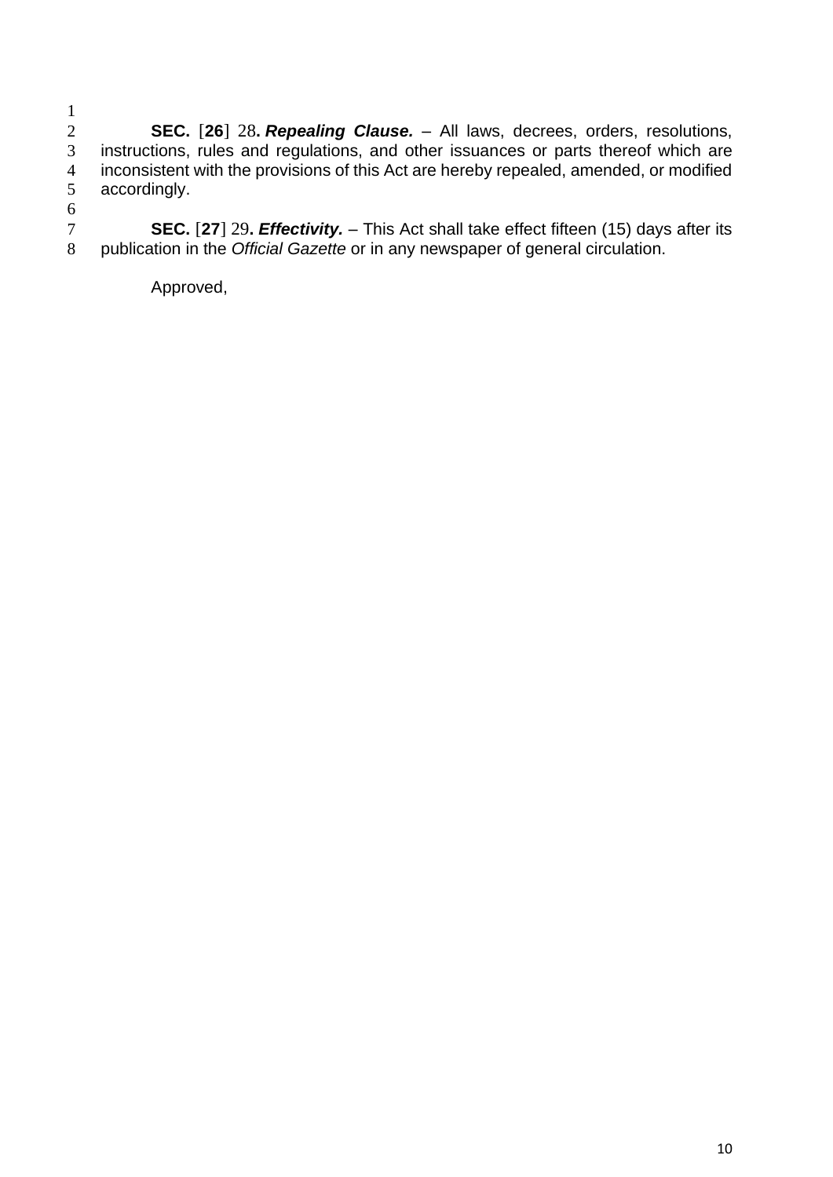**SEC.** [**26**] 28**.** ***Repealing Clause.*** – All laws, decrees, orders, resolutions, instructions, rules and regulations, and other issuances or parts thereof which are inconsistent with the provisions of this Act are hereby repealed, amended, or modified accordingly.

**SEC.** [**27**] 29**.** ***Effectivity.*** – This Act shall take effect fifteen (15) days after its publication in the *Official Gazette* or in any newspaper of general circulation.

Approved,